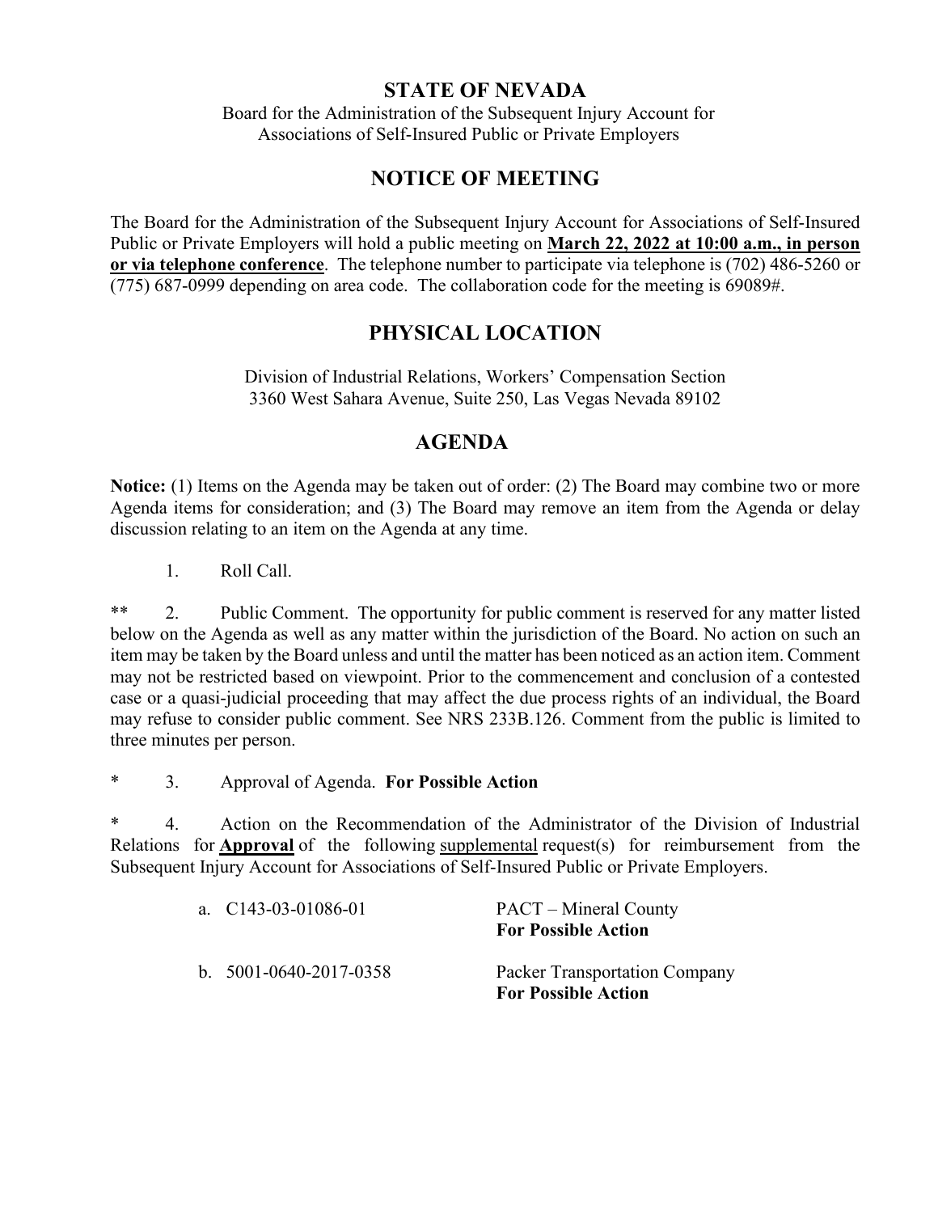# STATE OF NEVADA

Board for the Administration of the Subsequent Injury Account for Associations of Self-Insured Public or Private Employers

## NOTICE OF MEETING

The Board for the Administration of the Subsequent Injury Account for Associations of Self-Insured Public or Private Employers will hold a public meeting on **March 22, 2022 at 10:00 a.m., in person or via telephone conference**. The telephone number to participate via telephone is (702) 486-5260 or (775) 687-0999 depending on area code. The collaboration code for the meeting is 69089#.

## PHYSICAL LOCATION

Division of Industrial Relations, Workers' Compensation Section
3360 West Sahara Avenue, Suite 250, Las Vegas Nevada 89102

## AGENDA

**Notice:** (1) Items on the Agenda may be taken out of order: (2) The Board may combine two or more Agenda items for consideration; and (3) The Board may remove an item from the Agenda or delay discussion relating to an item on the Agenda at any time.

1. Roll Call.

** 2. Public Comment. The opportunity for public comment is reserved for any matter listed below on the Agenda as well as any matter within the jurisdiction of the Board. No action on such an item may be taken by the Board unless and until the matter has been noticed as an action item. Comment may not be restricted based on viewpoint. Prior to the commencement and conclusion of a contested case or a quasi-judicial proceeding that may affect the due process rights of an individual, the Board may refuse to consider public comment. See NRS 233B.126. Comment from the public is limited to three minutes per person.

* 3. Approval of Agenda. **For Possible Action**

* 4. Action on the Recommendation of the Administrator of the Division of Industrial Relations for **Approval** of the following supplemental request(s) for reimbursement from the Subsequent Injury Account for Associations of Self-Insured Public or Private Employers.

   a. C143-03-01086-01 — PACT – Mineral County
   **For Possible Action**

   b. 5001-0640-2017-0358 — Packer Transportation Company
   **For Possible Action**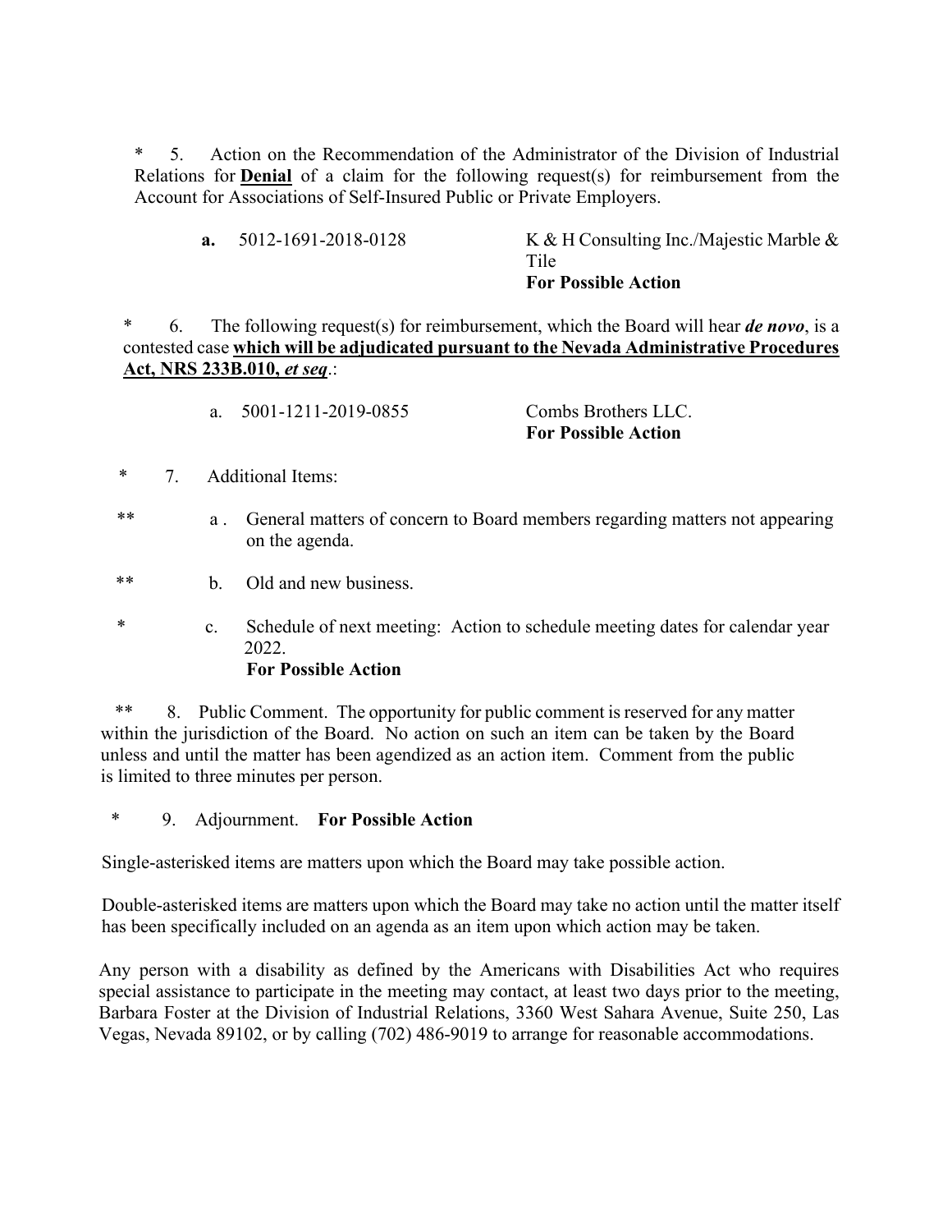\* 5. Action on the Recommendation of the Administrator of the Division of Industrial Relations for **Denial** of a claim for the following request(s) for reimbursement from the Account for Associations of Self-Insured Public or Private Employers.

- **a.** 5012-1691-2018-0128 — K & H Consulting Inc./Majestic Marble & Tile
  **For Possible Action**

\* 6. The following request(s) for reimbursement, which the Board will hear ***de novo***, is a contested case **which will be adjudicated pursuant to the Nevada Administrative Procedures Act, NRS 233B.010, *et seq*.**:

- a. 5001-1211-2019-0855 — Combs Brothers LLC.
  **For Possible Action**

\* 7. Additional Items:

\*\* a . General matters of concern to Board members regarding matters not appearing on the agenda.

\*\* b. Old and new business.

\* c. Schedule of next meeting: Action to schedule meeting dates for calendar year 2022.
**For Possible Action**

\*\* 8. Public Comment. The opportunity for public comment is reserved for any matter within the jurisdiction of the Board. No action on such an item can be taken by the Board unless and until the matter has been agendized as an action item. Comment from the public is limited to three minutes per person.

\* 9. Adjournment. **For Possible Action**

Single-asterisked items are matters upon which the Board may take possible action.

Double-asterisked items are matters upon which the Board may take no action until the matter itself has been specifically included on an agenda as an item upon which action may be taken.

Any person with a disability as defined by the Americans with Disabilities Act who requires special assistance to participate in the meeting may contact, at least two days prior to the meeting, Barbara Foster at the Division of Industrial Relations, 3360 West Sahara Avenue, Suite 250, Las Vegas, Nevada 89102, or by calling (702) 486-9019 to arrange for reasonable accommodations.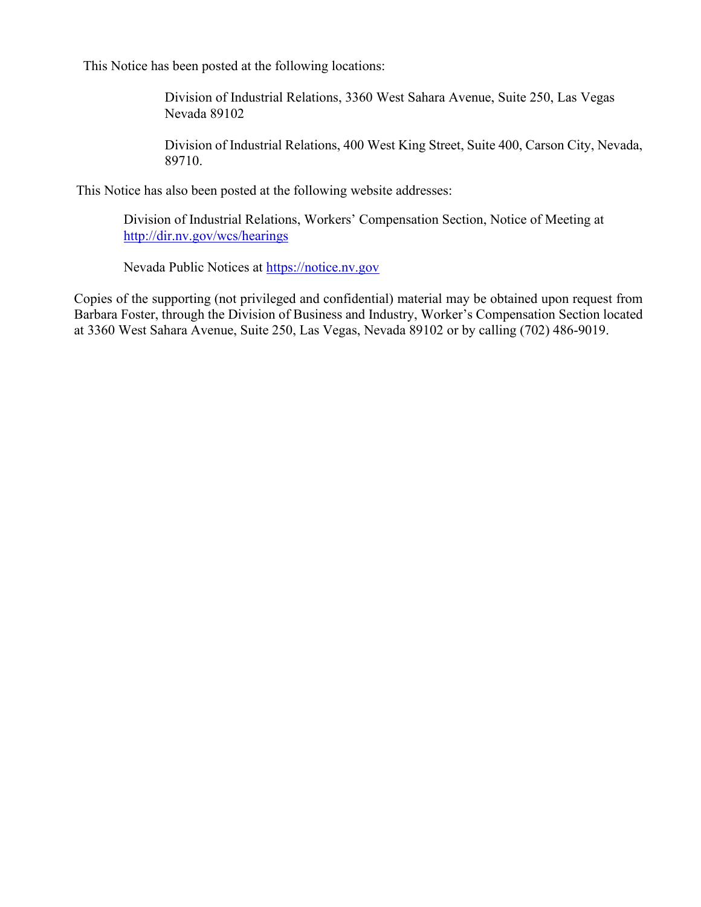This Notice has been posted at the following locations:

> Division of Industrial Relations, 3360 West Sahara Avenue, Suite 250, Las Vegas Nevada 89102
>
> Division of Industrial Relations, 400 West King Street, Suite 400, Carson City, Nevada, 89710.

This Notice has also been posted at the following website addresses:

> Division of Industrial Relations, Workers' Compensation Section, Notice of Meeting at http://dir.nv.gov/wcs/hearings
>
> Nevada Public Notices at https://notice.nv.gov

Copies of the supporting (not privileged and confidential) material may be obtained upon request from Barbara Foster, through the Division of Business and Industry, Worker's Compensation Section located at 3360 West Sahara Avenue, Suite 250, Las Vegas, Nevada 89102 or by calling (702) 486-9019.